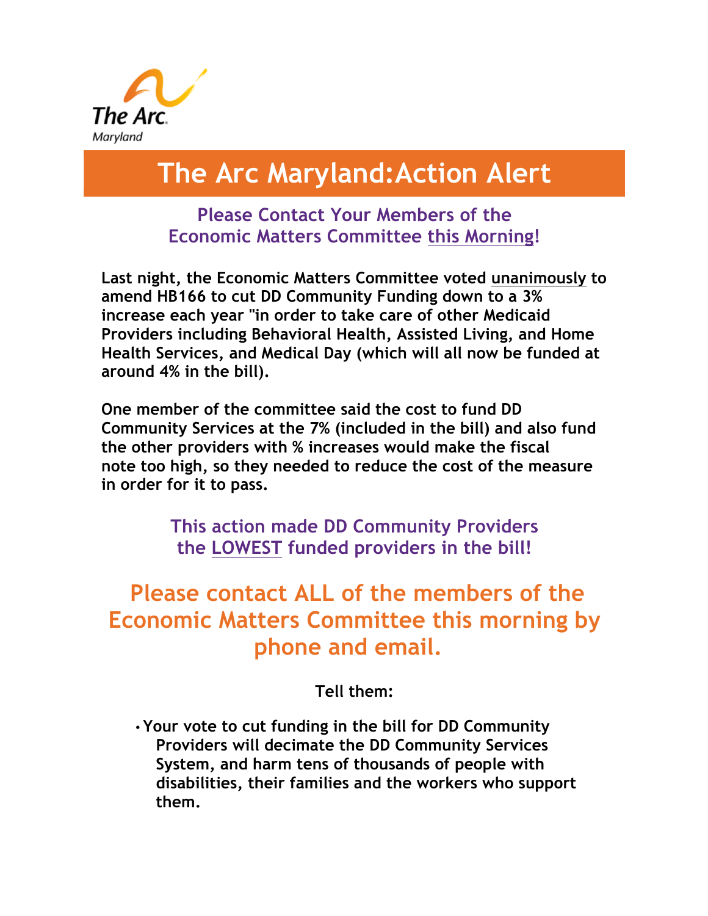The Arc Maryland

# The Arc Maryland:Action Alert

## Please Contact Your Members of the Economic Matters Committee this Morning!

**Last night, the Economic Matters Committee voted unanimously to amend HB166 to cut DD Community Funding down to a 3% increase each year "in order to take care of other Medicaid Providers including Behavioral Health, Assisted Living, and Home Health Services, and Medical Day (which will all now be funded at around 4% in the bill).**

**One member of the committee said the cost to fund DD Community Services at the 7% (included in the bill) and also fund the other providers with % increases would make the fiscal note too high, so they needed to reduce the cost of the measure in order for it to pass.**

### This action made DD Community Providers the LOWEST funded providers in the bill!

## Please contact ALL of the members of the Economic Matters Committee this morning by phone and email.

**Tell them:**

- **Your vote to cut funding in the bill for DD Community Providers will decimate the DD Community Services System, and harm tens of thousands of people with disabilities, their families and the workers who support them.**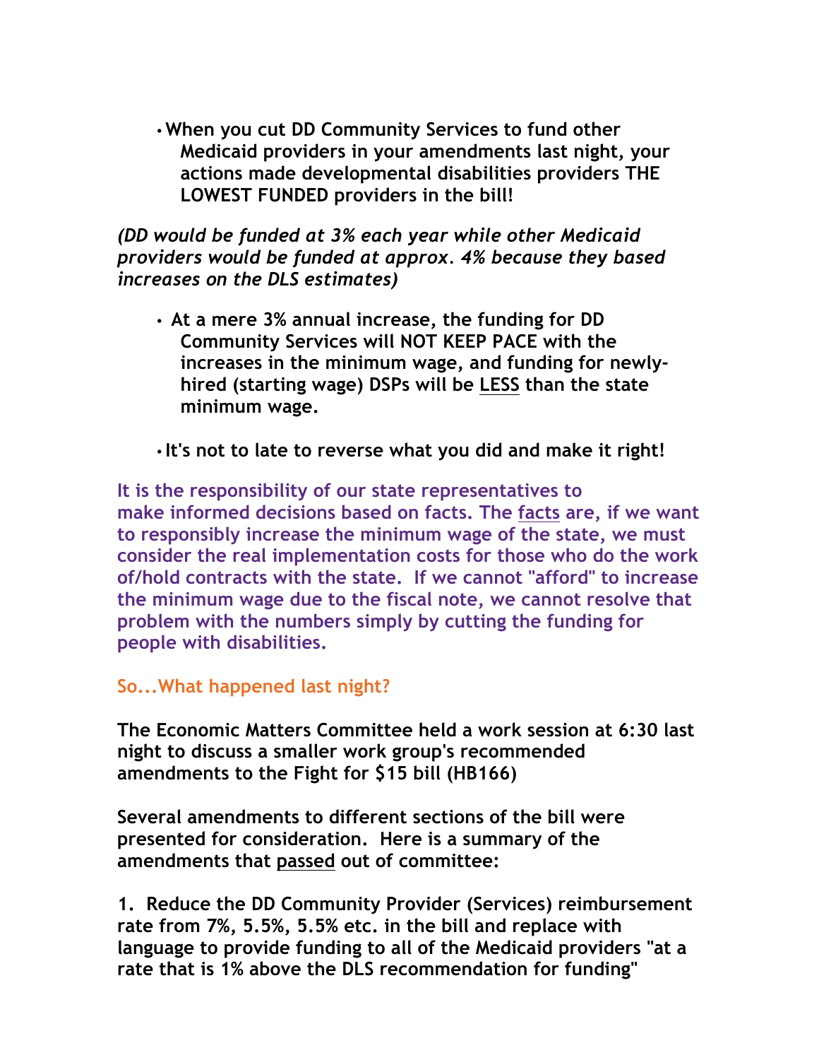- **When you cut DD Community Services to fund other Medicaid providers in your amendments last night, your actions made developmental disabilities providers THE LOWEST FUNDED providers in the bill!**

***(DD would be funded at 3% each year while other Medicaid providers would be funded at approx. 4% because they based increases on the DLS estimates)***

- **At a mere 3% annual increase, the funding for DD Community Services will NOT KEEP PACE with the increases in the minimum wage, and funding for newly-hired (starting wage) DSPs will be <u>LESS</u> than the state minimum wage.**

- **It's not to late to reverse what you did and make it right!**

**It is the responsibility of our state representatives to make informed decisions based on facts. The <u>facts</u> are, if we want to responsibly increase the minimum wage of the state, we must consider the real implementation costs for those who do the work of/hold contracts with the state. If we cannot "afford" to increase the minimum wage due to the fiscal note, we cannot resolve that problem with the numbers simply by cutting the funding for people with disabilities.**

**So...What happened last night?**

**The Economic Matters Committee held a work session at 6:30 last night to discuss a smaller work group's recommended amendments to the Fight for $15 bill (HB166)**

**Several amendments to different sections of the bill were presented for consideration. Here is a summary of the amendments that <u>passed</u> out of committee:**

**1. Reduce the DD Community Provider (Services) reimbursement rate from 7%, 5.5%, 5.5% etc. in the bill and replace with language to provide funding to all of the Medicaid providers "at a rate that is 1% above the DLS recommendation for funding"**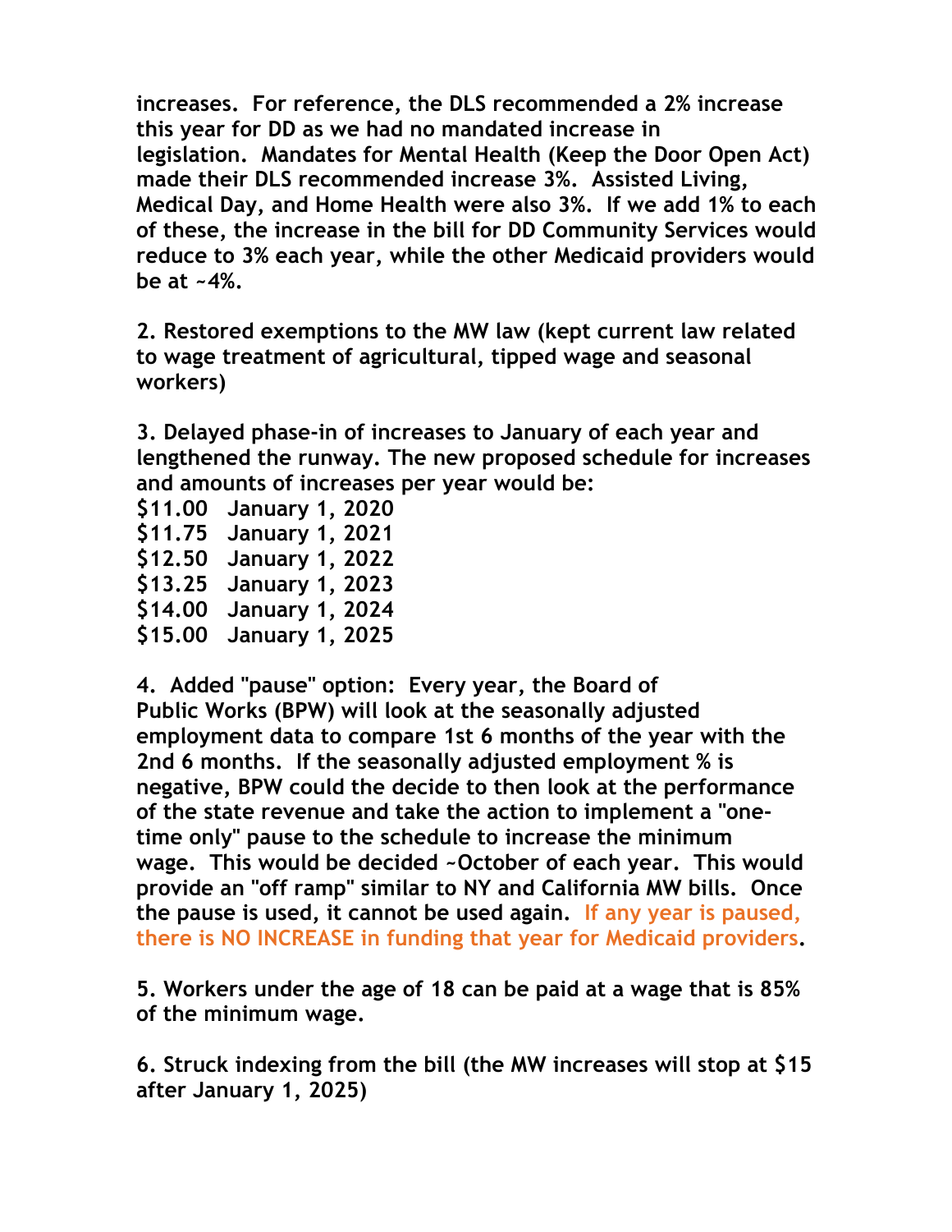**increases. For reference, the DLS recommended a 2% increase this year for DD as we had no mandated increase in legislation. Mandates for Mental Health (Keep the Door Open Act) made their DLS recommended increase 3%. Assisted Living, Medical Day, and Home Health were also 3%. If we add 1% to each of these, the increase in the bill for DD Community Services would reduce to 3% each year, while the other Medicaid providers would be at ~4%.**

**2. Restored exemptions to the MW law (kept current law related to wage treatment of agricultural, tipped wage and seasonal workers)**

**3. Delayed phase-in of increases to January of each year and lengthened the runway. The new proposed schedule for increases and amounts of increases per year would be:**
**$11.00 January 1, 2020**
**$11.75 January 1, 2021**
**$12.50 January 1, 2022**
**$13.25 January 1, 2023**
**$14.00 January 1, 2024**
**$15.00 January 1, 2025**

**4. Added "pause" option: Every year, the Board of Public Works (BPW) will look at the seasonally adjusted employment data to compare 1st 6 months of the year with the 2nd 6 months. If the seasonally adjusted employment % is negative, BPW could the decide to then look at the performance of the state revenue and take the action to implement a "one-time only" pause to the schedule to increase the minimum wage. This would be decided ~October of each year. This would provide an "off ramp" similar to NY and California MW bills. Once the pause is used, it cannot be used again. If any year is paused, there is NO INCREASE in funding that year for Medicaid providers.**

**5. Workers under the age of 18 can be paid at a wage that is 85% of the minimum wage.**

**6. Struck indexing from the bill (the MW increases will stop at $15 after January 1, 2025)**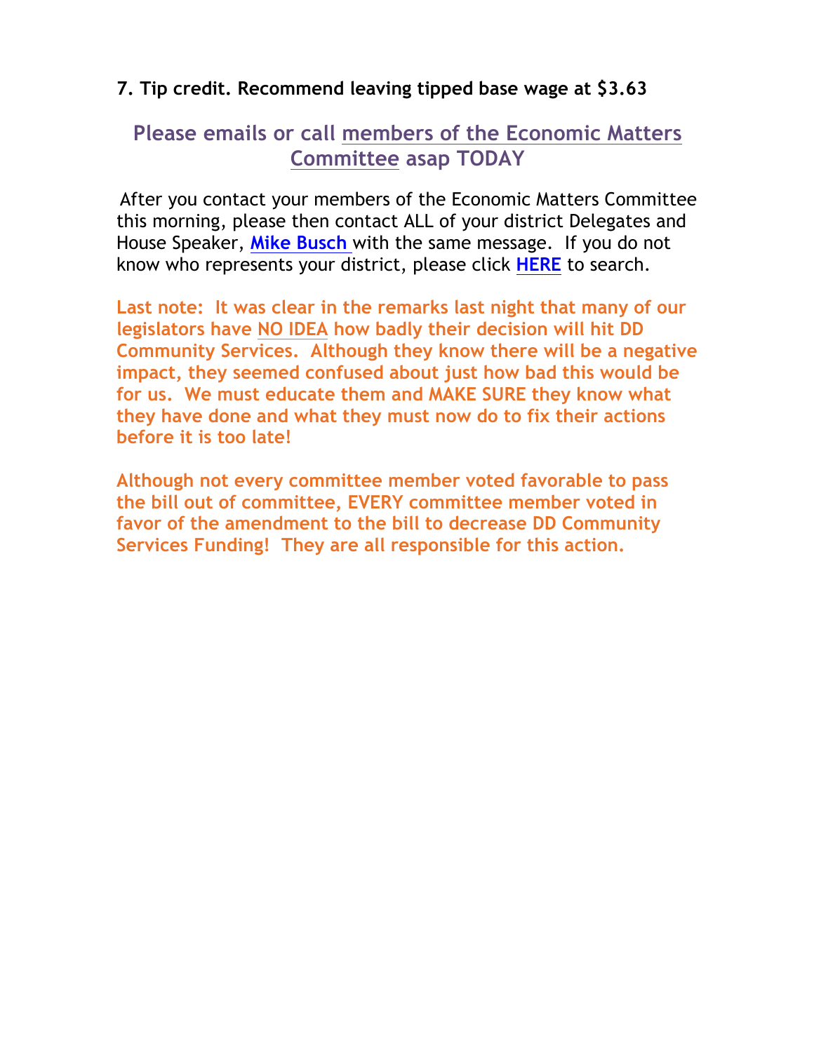**7. Tip credit. Recommend leaving tipped base wage at $3.63**

## Please emails or call members of the Economic Matters Committee asap TODAY

After you contact your members of the Economic Matters Committee this morning, please then contact ALL of your district Delegates and House Speaker, **Mike Busch** with the same message. If you do not know who represents your district, please click **HERE** to search.

**Last note: It was clear in the remarks last night that many of our legislators have NO IDEA how badly their decision will hit DD Community Services. Although they know there will be a negative impact, they seemed confused about just how bad this would be for us. We must educate them and MAKE SURE they know what they have done and what they must now do to fix their actions before it is too late!**

**Although not every committee member voted favorable to pass the bill out of committee, EVERY committee member voted in favor of the amendment to the bill to decrease DD Community Services Funding! They are all responsible for this action.**